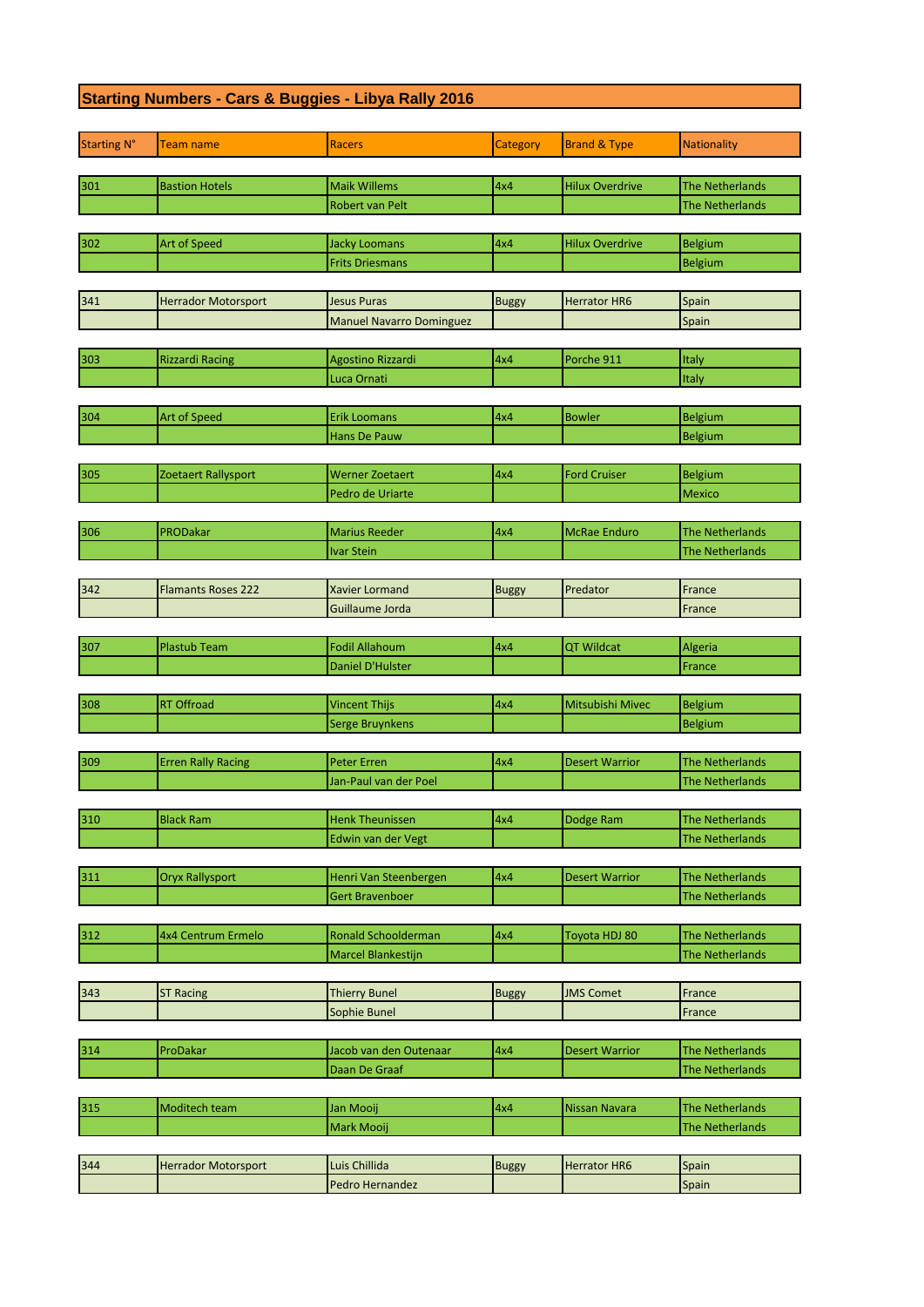# Starting Numbers - Cars & Buggies - Libya Rally 2016

| Starting N° | Team name | Racers | Category | Brand & Type | Nationality |
|---|---|---|---|---|---|
| 301 | Bastion Hotels | Maik Willems | 4x4 | Hilux Overdrive | The Netherlands |
| | | Robert van Pelt | | | The Netherlands |
| 302 | Art of Speed | Jacky Loomans | 4x4 | Hilux Overdrive | Belgium |
| | | Frits Driesmans | | | Belgium |
| 341 | Herrador Motorsport | Jesus Puras | Buggy | Herrator HR6 | Spain |
| | | Manuel Navarro Dominguez | | | Spain |
| 303 | Rizzardi Racing | Agostino Rizzardi | 4x4 | Porche 911 | Italy |
| | | Luca Ornati | | | Italy |
| 304 | Art of Speed | Erik Loomans | 4x4 | Bowler | Belgium |
| | | Hans De Pauw | | | Belgium |
| 305 | Zoetaert Rallysport | Werner Zoetaert | 4x4 | Ford Cruiser | Belgium |
| | | Pedro de Uriarte | | | Mexico |
| 306 | PRODakar | Marius Reeder | 4x4 | McRae Enduro | The Netherlands |
| | | Ivar Stein | | | The Netherlands |
| 342 | Flamants Roses 222 | Xavier Lormand | Buggy | Predator | France |
| | | Guillaume Jorda | | | France |
| 307 | Plastub Team | Fodil Allahoum | 4x4 | QT Wildcat | Algeria |
| | | Daniel D'Hulster | | | France |
| 308 | RT Offroad | Vincent Thijs | 4x4 | Mitsubishi Mivec | Belgium |
| | | Serge Bruynkens | | | Belgium |
| 309 | Erren Rally Racing | Peter Erren | 4x4 | Desert Warrior | The Netherlands |
| | | Jan-Paul van der Poel | | | The Netherlands |
| 310 | Black Ram | Henk Theunissen | 4x4 | Dodge Ram | The Netherlands |
| | | Edwin van der Vegt | | | The Netherlands |
| 311 | Oryx Rallysport | Henri Van Steenbergen | 4x4 | Desert Warrior | The Netherlands |
| | | Gert Bravenboer | | | The Netherlands |
| 312 | 4x4 Centrum Ermelo | Ronald Schoolderman | 4x4 | Toyota HDJ 80 | The Netherlands |
| | | Marcel Blankestijn | | | The Netherlands |
| 343 | ST Racing | Thierry Bunel | Buggy | JMS Comet | France |
| | | Sophie Bunel | | | France |
| 314 | ProDakar | Jacob van den Outenaar | 4x4 | Desert Warrior | The Netherlands |
| | | Daan De Graaf | | | The Netherlands |
| 315 | Moditech team | Jan Mooij | 4x4 | Nissan Navara | The Netherlands |
| | | Mark Mooij | | | The Netherlands |
| 344 | Herrador Motorsport | Luis Chillida | Buggy | Herrator HR6 | Spain |
| | | Pedro Hernandez | | | Spain |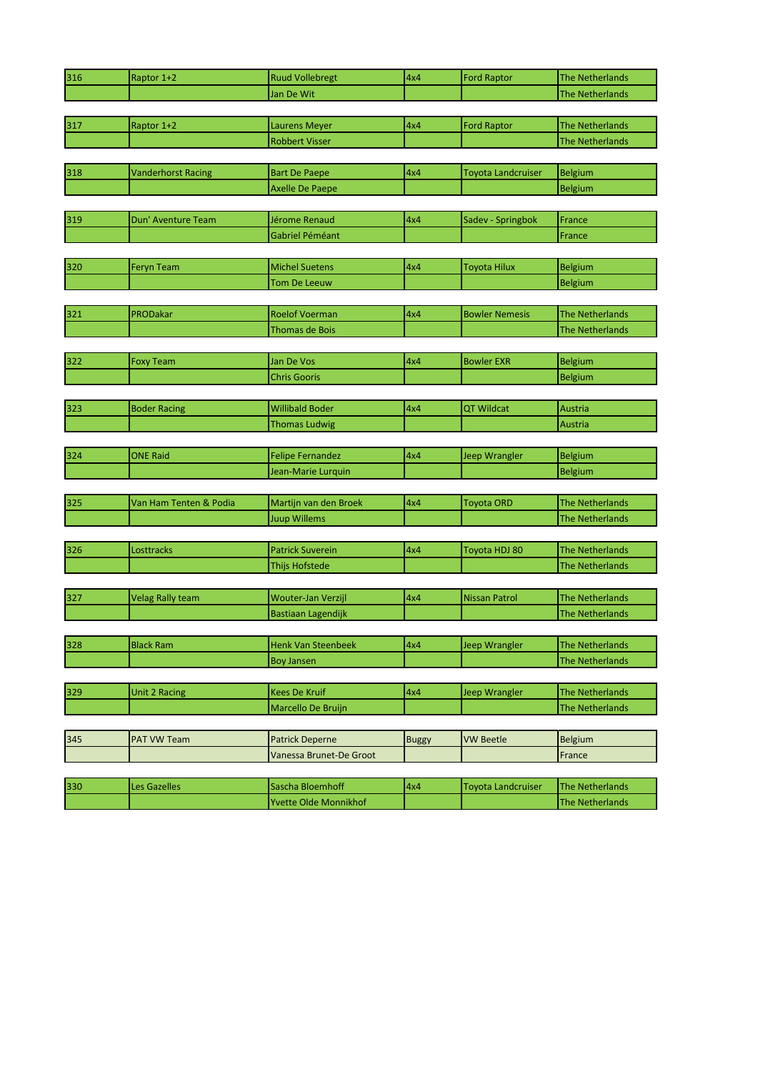| | | | | | |
|---|---|---|---|---|---|
| 316 | Raptor 1+2 | Ruud Vollebregt | 4x4 | Ford Raptor | The Netherlands |
| | | Jan De Wit | | | The Netherlands |
| 317 | Raptor 1+2 | Laurens Meyer | 4x4 | Ford Raptor | The Netherlands |
| | | Robbert Visser | | | The Netherlands |
| 318 | Vanderhorst Racing | Bart De Paepe | 4x4 | Toyota Landcruiser | Belgium |
| | | Axelle De Paepe | | | Belgium |
| 319 | Dun' Aventure Team | Jérome Renaud | 4x4 | Sadev - Springbok | France |
| | | Gabriel Péméant | | | France |
| 320 | Feryn Team | Michel Suetens | 4x4 | Toyota Hilux | Belgium |
| | | Tom De Leeuw | | | Belgium |
| 321 | PRODakar | Roelof Voerman | 4x4 | Bowler Nemesis | The Netherlands |
| | | Thomas de Bois | | | The Netherlands |
| 322 | Foxy Team | Jan De Vos | 4x4 | Bowler EXR | Belgium |
| | | Chris Gooris | | | Belgium |
| 323 | Boder Racing | Willibald Boder | 4x4 | QT Wildcat | Austria |
| | | Thomas Ludwig | | | Austria |
| 324 | ONE Raid | Felipe Fernandez | 4x4 | Jeep Wrangler | Belgium |
| | | Jean-Marie Lurquin | | | Belgium |
| 325 | Van Ham Tenten & Podia | Martijn van den Broek | 4x4 | Toyota ORD | The Netherlands |
| | | Juup Willems | | | The Netherlands |
| 326 | Losttracks | Patrick Suverein | 4x4 | Toyota HDJ 80 | The Netherlands |
| | | Thijs Hofstede | | | The Netherlands |
| 327 | Velag Rally team | Wouter-Jan Verzijl | 4x4 | Nissan Patrol | The Netherlands |
| | | Bastiaan Lagendijk | | | The Netherlands |
| 328 | Black Ram | Henk Van Steenbeek | 4x4 | Jeep Wrangler | The Netherlands |
| | | Boy Jansen | | | The Netherlands |
| 329 | Unit 2 Racing | Kees De Kruif | 4x4 | Jeep Wrangler | The Netherlands |
| | | Marcello De Bruijn | | | The Netherlands |
| 345 | PAT VW Team | Patrick Deperne | Buggy | VW Beetle | Belgium |
| | | Vanessa Brunet-De Groot | | | France |
| 330 | Les Gazelles | Sascha Bloemhoff | 4x4 | Toyota Landcruiser | The Netherlands |
| | | Yvette Olde Monnikhof | | | The Netherlands |